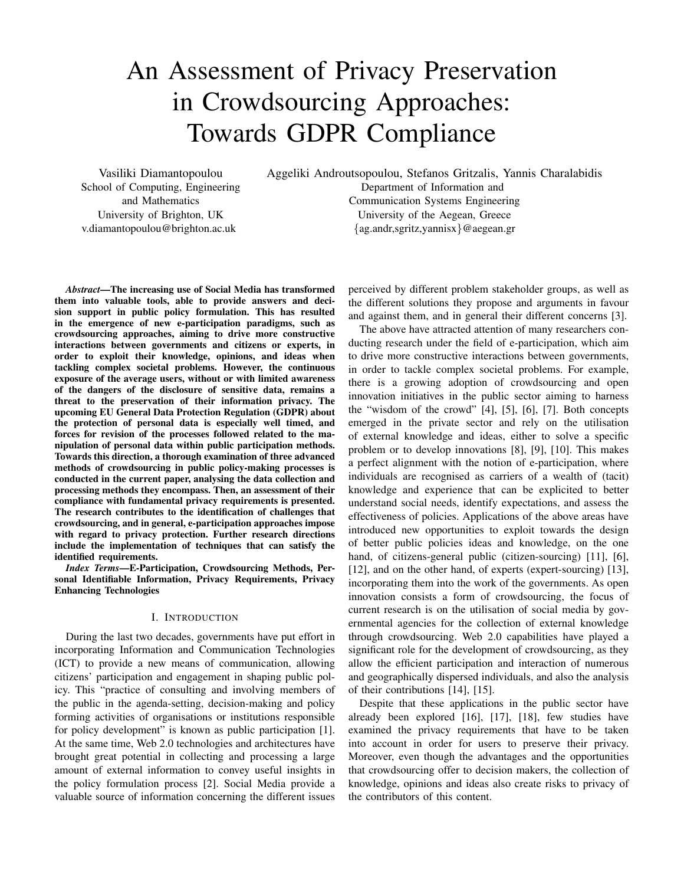# An Assessment of Privacy Preservation in Crowdsourcing Approaches: Towards GDPR Compliance

Vasiliki Diamantopoulou
School of Computing, Engineering and Mathematics
University of Brighton, UK
v.diamantopoulou@brighton.ac.uk

Aggeliki Androutsopoulou, Stefanos Gritzalis, Yannis Charalabidis
Department of Information and Communication Systems Engineering
University of the Aegean, Greece
{ag.andr,sgritz,yannisx}@aegean.gr

***Abstract*—The increasing use of Social Media has transformed them into valuable tools, able to provide answers and decision support in public policy formulation. This has resulted in the emergence of new e-participation paradigms, such as crowdsourcing approaches, aiming to drive more constructive interactions between governments and citizens or experts, in order to exploit their knowledge, opinions, and ideas when tackling complex societal problems. However, the continuous exposure of the average users, without or with limited awareness of the dangers of the disclosure of sensitive data, remains a threat to the preservation of their information privacy. The upcoming EU General Data Protection Regulation (GDPR) about the protection of personal data is especially well timed, and forces for revision of the processes followed related to the manipulation of personal data within public participation methods. Towards this direction, a thorough examination of three advanced methods of crowdsourcing in public policy-making processes is conducted in the current paper, analysing the data collection and processing methods they encompass. Then, an assessment of their compliance with fundamental privacy requirements is presented. The research contributes to the identification of challenges that crowdsourcing, and in general, e-participation approaches impose with regard to privacy protection. Further research directions include the implementation of techniques that can satisfy the identified requirements.**

***Index Terms*—E-Participation, Crowdsourcing Methods, Personal Identifiable Information, Privacy Requirements, Privacy Enhancing Technologies**

## I. Introduction

During the last two decades, governments have put effort in incorporating Information and Communication Technologies (ICT) to provide a new means of communication, allowing citizens' participation and engagement in shaping public policy. This "practice of consulting and involving members of the public in the agenda-setting, decision-making and policy forming activities of organisations or institutions responsible for policy development" is known as public participation [1]. At the same time, Web 2.0 technologies and architectures have brought great potential in collecting and processing a large amount of external information to convey useful insights in the policy formulation process [2]. Social Media provide a valuable source of information concerning the different issues perceived by different problem stakeholder groups, as well as the different solutions they propose and arguments in favour and against them, and in general their different concerns [3].

The above have attracted attention of many researchers conducting research under the field of e-participation, which aim to drive more constructive interactions between governments, in order to tackle complex societal problems. For example, there is a growing adoption of crowdsourcing and open innovation initiatives in the public sector aiming to harness the "wisdom of the crowd" [4], [5], [6], [7]. Both concepts emerged in the private sector and rely on the utilisation of external knowledge and ideas, either to solve a specific problem or to develop innovations [8], [9], [10]. This makes a perfect alignment with the notion of e-participation, where individuals are recognised as carriers of a wealth of (tacit) knowledge and experience that can be explicited to better understand social needs, identify expectations, and assess the effectiveness of policies. Applications of the above areas have introduced new opportunities to exploit towards the design of better public policies ideas and knowledge, on the one hand, of citizens-general public (citizen-sourcing) [11], [6], [12], and on the other hand, of experts (expert-sourcing) [13], incorporating them into the work of the governments. As open innovation consists a form of crowdsourcing, the focus of current research is on the utilisation of social media by governmental agencies for the collection of external knowledge through crowdsourcing. Web 2.0 capabilities have played a significant role for the development of crowdsourcing, as they allow the efficient participation and interaction of numerous and geographically dispersed individuals, and also the analysis of their contributions [14], [15].

Despite that these applications in the public sector have already been explored [16], [17], [18], few studies have examined the privacy requirements that have to be taken into account in order for users to preserve their privacy. Moreover, even though the advantages and the opportunities that crowdsourcing offer to decision makers, the collection of knowledge, opinions and ideas also create risks to privacy of the contributors of this content.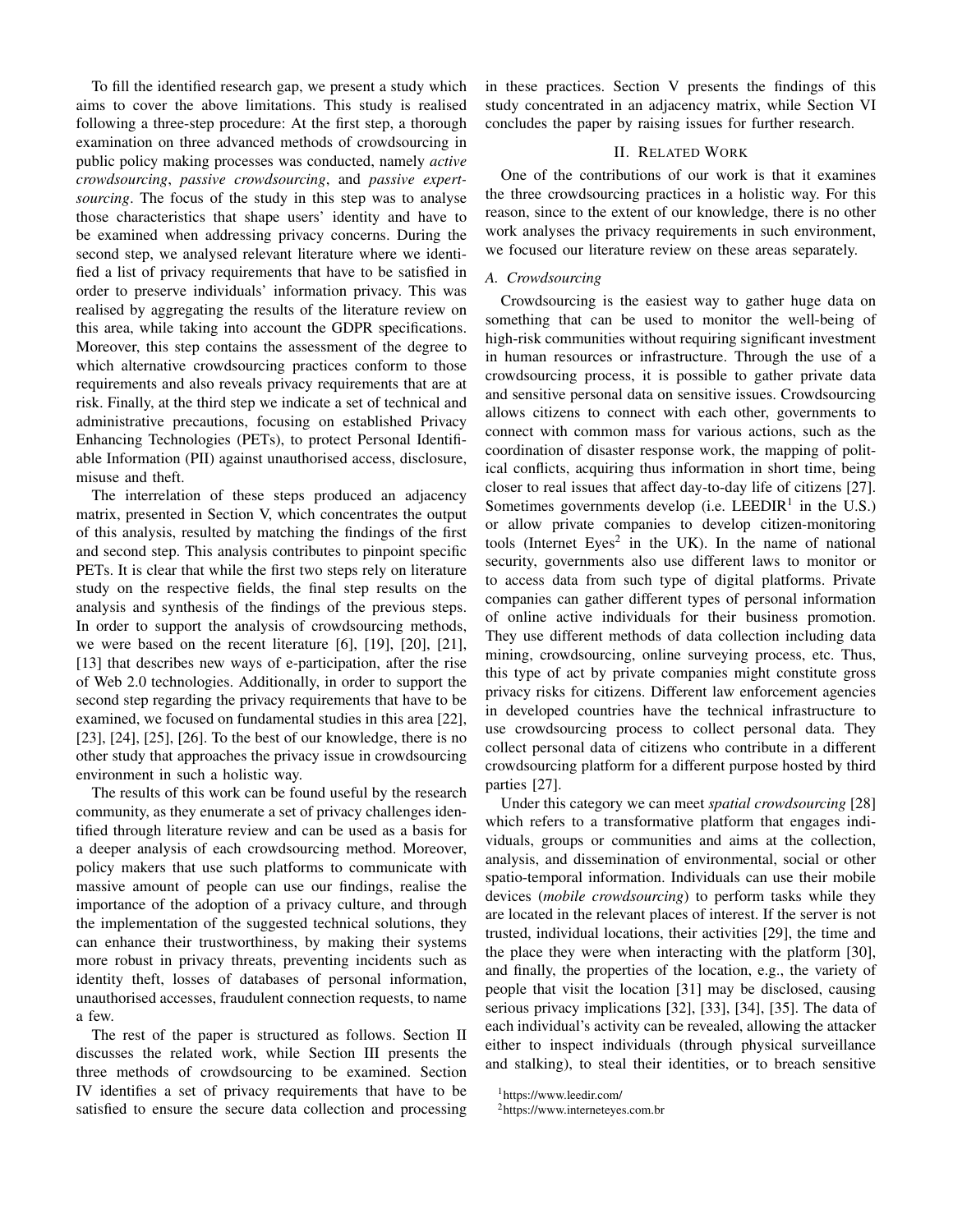To fill the identified research gap, we present a study which aims to cover the above limitations. This study is realised following a three-step procedure: At the first step, a thorough examination on three advanced methods of crowdsourcing in public policy making processes was conducted, namely *active crowdsourcing*, *passive crowdsourcing*, and *passive expert-sourcing*. The focus of the study in this step was to analyse those characteristics that shape users' identity and have to be examined when addressing privacy concerns. During the second step, we analysed relevant literature where we identified a list of privacy requirements that have to be satisfied in order to preserve individuals' information privacy. This was realised by aggregating the results of the literature review on this area, while taking into account the GDPR specifications. Moreover, this step contains the assessment of the degree to which alternative crowdsourcing practices conform to those requirements and also reveals privacy requirements that are at risk. Finally, at the third step we indicate a set of technical and administrative precautions, focusing on established Privacy Enhancing Technologies (PETs), to protect Personal Identifiable Information (PII) against unauthorised access, disclosure, misuse and theft.

The interrelation of these steps produced an adjacency matrix, presented in Section V, which concentrates the output of this analysis, resulted by matching the findings of the first and second step. This analysis contributes to pinpoint specific PETs. It is clear that while the first two steps rely on literature study on the respective fields, the final step results on the analysis and synthesis of the findings of the previous steps. In order to support the analysis of crowdsourcing methods, we were based on the recent literature [6], [19], [20], [21], [13] that describes new ways of e-participation, after the rise of Web 2.0 technologies. Additionally, in order to support the second step regarding the privacy requirements that have to be examined, we focused on fundamental studies in this area [22], [23], [24], [25], [26]. To the best of our knowledge, there is no other study that approaches the privacy issue in crowdsourcing environment in such a holistic way.

The results of this work can be found useful by the research community, as they enumerate a set of privacy challenges identified through literature review and can be used as a basis for a deeper analysis of each crowdsourcing method. Moreover, policy makers that use such platforms to communicate with massive amount of people can use our findings, realise the importance of the adoption of a privacy culture, and through the implementation of the suggested technical solutions, they can enhance their trustworthiness, by making their systems more robust in privacy threats, preventing incidents such as identity theft, losses of databases of personal information, unauthorised accesses, fraudulent connection requests, to name a few.

The rest of the paper is structured as follows. Section II discusses the related work, while Section III presents the three methods of crowdsourcing to be examined. Section IV identifies a set of privacy requirements that have to be satisfied to ensure the secure data collection and processing in these practices. Section V presents the findings of this study concentrated in an adjacency matrix, while Section VI concludes the paper by raising issues for further research.

## II. Related Work

One of the contributions of our work is that it examines the three crowdsourcing practices in a holistic way. For this reason, since to the extent of our knowledge, there is no other work analyses the privacy requirements in such environment, we focused our literature review on these areas separately.

### A. Crowdsourcing

Crowdsourcing is the easiest way to gather huge data on something that can be used to monitor the well-being of high-risk communities without requiring significant investment in human resources or infrastructure. Through the use of a crowdsourcing process, it is possible to gather private data and sensitive personal data on sensitive issues. Crowdsourcing allows citizens to connect with each other, governments to connect with common mass for various actions, such as the coordination of disaster response work, the mapping of political conflicts, acquiring thus information in short time, being closer to real issues that affect day-to-day life of citizens [27]. Sometimes governments develop (i.e. LEEDIR[1] in the U.S.) or allow private companies to develop citizen-monitoring tools (Internet Eyes[2] in the UK). In the name of national security, governments also use different laws to monitor or to access data from such type of digital platforms. Private companies can gather different types of personal information of online active individuals for their business promotion. They use different methods of data collection including data mining, crowdsourcing, online surveying process, etc. Thus, this type of act by private companies might constitute gross privacy risks for citizens. Different law enforcement agencies in developed countries have the technical infrastructure to use crowdsourcing process to collect personal data. They collect personal data of citizens who contribute in a different crowdsourcing platform for a different purpose hosted by third parties [27].

Under this category we can meet *spatial crowdsourcing* [28] which refers to a transformative platform that engages individuals, groups or communities and aims at the collection, analysis, and dissemination of environmental, social or other spatio-temporal information. Individuals can use their mobile devices (*mobile crowdsourcing*) to perform tasks while they are located in the relevant places of interest. If the server is not trusted, individual locations, their activities [29], the time and the place they were when interacting with the platform [30], and finally, the properties of the location, e.g., the variety of people that visit the location [31] may be disclosed, causing serious privacy implications [32], [33], [34], [35]. The data of each individual's activity can be revealed, allowing the attacker either to inspect individuals (through physical surveillance and stalking), to steal their identities, or to breach sensitive

[1] https://www.leedir.com/

[2] https://www.interneteyes.com.br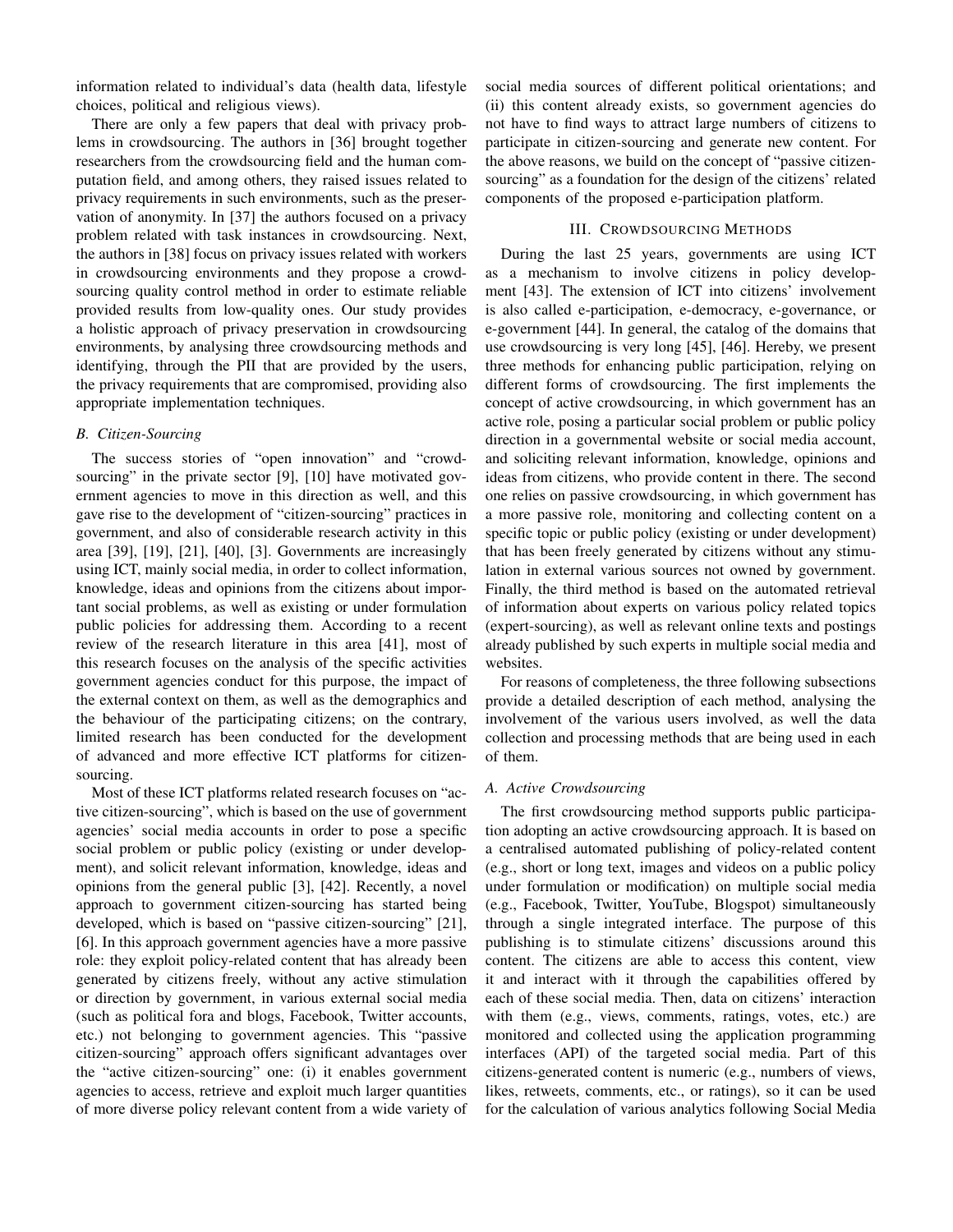information related to individual's data (health data, lifestyle choices, political and religious views).

There are only a few papers that deal with privacy problems in crowdsourcing. The authors in [36] brought together researchers from the crowdsourcing field and the human computation field, and among others, they raised issues related to privacy requirements in such environments, such as the preservation of anonymity. In [37] the authors focused on a privacy problem related with task instances in crowdsourcing. Next, the authors in [38] focus on privacy issues related with workers in crowdsourcing environments and they propose a crowdsourcing quality control method in order to estimate reliable provided results from low-quality ones. Our study provides a holistic approach of privacy preservation in crowdsourcing environments, by analysing three crowdsourcing methods and identifying, through the PII that are provided by the users, the privacy requirements that are compromised, providing also appropriate implementation techniques.

### *B. Citizen-Sourcing*

The success stories of "open innovation" and "crowdsourcing" in the private sector [9], [10] have motivated government agencies to move in this direction as well, and this gave rise to the development of "citizen-sourcing" practices in government, and also of considerable research activity in this area [39], [19], [21], [40], [3]. Governments are increasingly using ICT, mainly social media, in order to collect information, knowledge, ideas and opinions from the citizens about important social problems, as well as existing or under formulation public policies for addressing them. According to a recent review of the research literature in this area [41], most of this research focuses on the analysis of the specific activities government agencies conduct for this purpose, the impact of the external context on them, as well as the demographics and the behaviour of the participating citizens; on the contrary, limited research has been conducted for the development of advanced and more effective ICT platforms for citizen-sourcing.

Most of these ICT platforms related research focuses on "active citizen-sourcing", which is based on the use of government agencies' social media accounts in order to pose a specific social problem or public policy (existing or under development), and solicit relevant information, knowledge, ideas and opinions from the general public [3], [42]. Recently, a novel approach to government citizen-sourcing has started being developed, which is based on "passive citizen-sourcing" [21], [6]. In this approach government agencies have a more passive role: they exploit policy-related content that has already been generated by citizens freely, without any active stimulation or direction by government, in various external social media (such as political fora and blogs, Facebook, Twitter accounts, etc.) not belonging to government agencies. This "passive citizen-sourcing" approach offers significant advantages over the "active citizen-sourcing" one: (i) it enables government agencies to access, retrieve and exploit much larger quantities of more diverse policy relevant content from a wide variety of social media sources of different political orientations; and (ii) this content already exists, so government agencies do not have to find ways to attract large numbers of citizens to participate in citizen-sourcing and generate new content. For the above reasons, we build on the concept of "passive citizen-sourcing" as a foundation for the design of the citizens' related components of the proposed e-participation platform.

## III. Crowdsourcing Methods

During the last 25 years, governments are using ICT as a mechanism to involve citizens in policy development [43]. The extension of ICT into citizens' involvement is also called e-participation, e-democracy, e-governance, or e-government [44]. In general, the catalog of the domains that use crowdsourcing is very long [45], [46]. Hereby, we present three methods for enhancing public participation, relying on different forms of crowdsourcing. The first implements the concept of active crowdsourcing, in which government has an active role, posing a particular social problem or public policy direction in a governmental website or social media account, and soliciting relevant information, knowledge, opinions and ideas from citizens, who provide content in there. The second one relies on passive crowdsourcing, in which government has a more passive role, monitoring and collecting content on a specific topic or public policy (existing or under development) that has been freely generated by citizens without any stimulation in external various sources not owned by government. Finally, the third method is based on the automated retrieval of information about experts on various policy related topics (expert-sourcing), as well as relevant online texts and postings already published by such experts in multiple social media and websites.

For reasons of completeness, the three following subsections provide a detailed description of each method, analysing the involvement of the various users involved, as well the data collection and processing methods that are being used in each of them.

### *A. Active Crowdsourcing*

The first crowdsourcing method supports public participation adopting an active crowdsourcing approach. It is based on a centralised automated publishing of policy-related content (e.g., short or long text, images and videos on a public policy under formulation or modification) on multiple social media (e.g., Facebook, Twitter, YouTube, Blogspot) simultaneously through a single integrated interface. The purpose of this publishing is to stimulate citizens' discussions around this content. The citizens are able to access this content, view it and interact with it through the capabilities offered by each of these social media. Then, data on citizens' interaction with them (e.g., views, comments, ratings, votes, etc.) are monitored and collected using the application programming interfaces (API) of the targeted social media. Part of this citizens-generated content is numeric (e.g., numbers of views, likes, retweets, comments, etc., or ratings), so it can be used for the calculation of various analytics following Social Media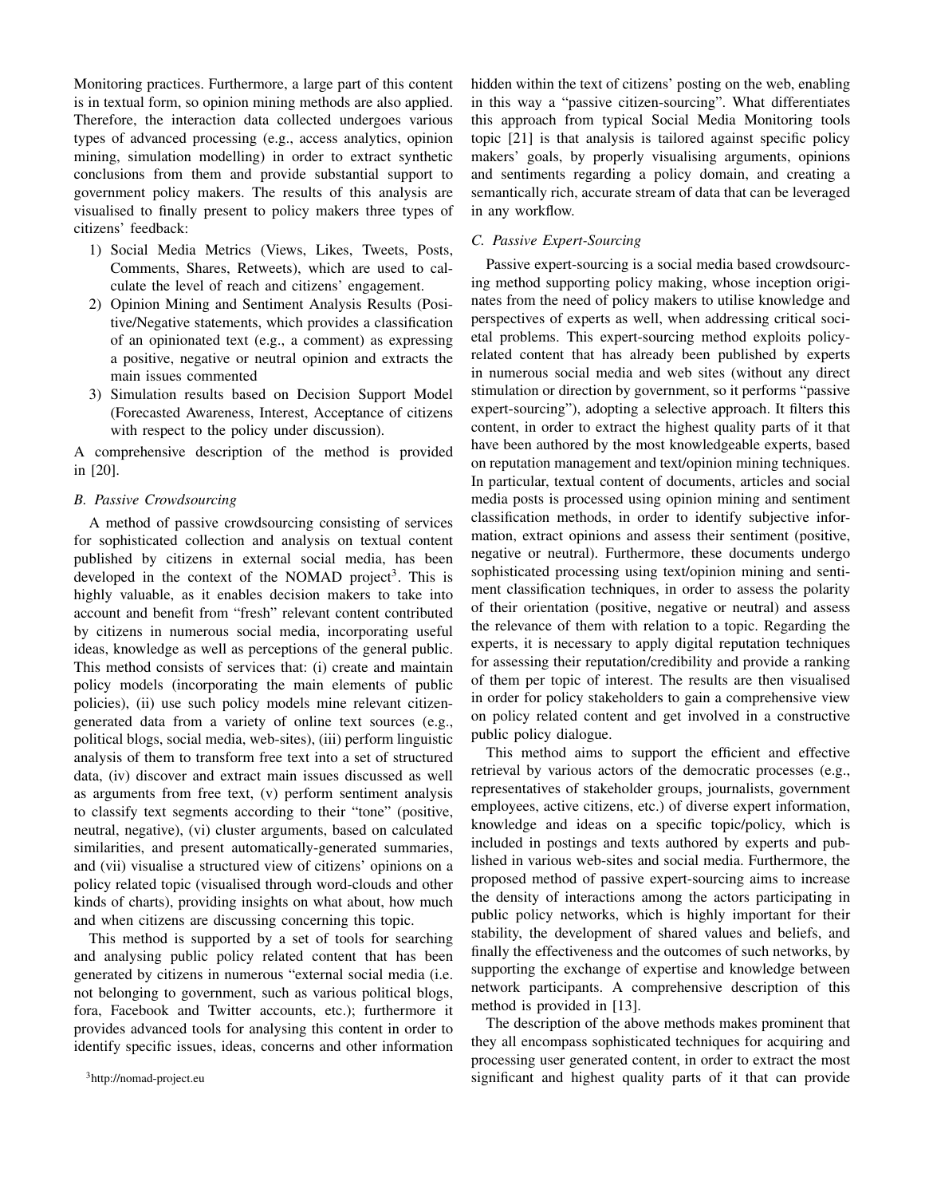Monitoring practices. Furthermore, a large part of this content is in textual form, so opinion mining methods are also applied. Therefore, the interaction data collected undergoes various types of advanced processing (e.g., access analytics, opinion mining, simulation modelling) in order to extract synthetic conclusions from them and provide substantial support to government policy makers. The results of this analysis are visualised to finally present to policy makers three types of citizens' feedback:

1) Social Media Metrics (Views, Likes, Tweets, Posts, Comments, Shares, Retweets), which are used to calculate the level of reach and citizens' engagement.
2) Opinion Mining and Sentiment Analysis Results (Positive/Negative statements, which provides a classification of an opinionated text (e.g., a comment) as expressing a positive, negative or neutral opinion and extracts the main issues commented
3) Simulation results based on Decision Support Model (Forecasted Awareness, Interest, Acceptance of citizens with respect to the policy under discussion).

A comprehensive description of the method is provided in [20].

### *B. Passive Crowdsourcing*

A method of passive crowdsourcing consisting of services for sophisticated collection and analysis on textual content published by citizens in external social media, has been developed in the context of the NOMAD project[3]. This is highly valuable, as it enables decision makers to take into account and benefit from "fresh" relevant content contributed by citizens in numerous social media, incorporating useful ideas, knowledge as well as perceptions of the general public. This method consists of services that: (i) create and maintain policy models (incorporating the main elements of public policies), (ii) use such policy models mine relevant citizen-generated data from a variety of online text sources (e.g., political blogs, social media, web-sites), (iii) perform linguistic analysis of them to transform free text into a set of structured data, (iv) discover and extract main issues discussed as well as arguments from free text, (v) perform sentiment analysis to classify text segments according to their "tone" (positive, neutral, negative), (vi) cluster arguments, based on calculated similarities, and present automatically-generated summaries, and (vii) visualise a structured view of citizens' opinions on a policy related topic (visualised through word-clouds and other kinds of charts), providing insights on what about, how much and when citizens are discussing concerning this topic.

This method is supported by a set of tools for searching and analysing public policy related content that has been generated by citizens in numerous "external social media (i.e. not belonging to government, such as various political blogs, fora, Facebook and Twitter accounts, etc.); furthermore it provides advanced tools for analysing this content in order to identify specific issues, ideas, concerns and other information hidden within the text of citizens' posting on the web, enabling in this way a "passive citizen-sourcing". What differentiates this approach from typical Social Media Monitoring tools topic [21] is that analysis is tailored against specific policy makers' goals, by properly visualising arguments, opinions and sentiments regarding a policy domain, and creating a semantically rich, accurate stream of data that can be leveraged in any workflow.

### *C. Passive Expert-Sourcing*

Passive expert-sourcing is a social media based crowdsourcing method supporting policy making, whose inception originates from the need of policy makers to utilise knowledge and perspectives of experts as well, when addressing critical societal problems. This expert-sourcing method exploits policy-related content that has already been published by experts in numerous social media and web sites (without any direct stimulation or direction by government, so it performs "passive expert-sourcing"), adopting a selective approach. It filters this content, in order to extract the highest quality parts of it that have been authored by the most knowledgeable experts, based on reputation management and text/opinion mining techniques. In particular, textual content of documents, articles and social media posts is processed using opinion mining and sentiment classification methods, in order to identify subjective information, extract opinions and assess their sentiment (positive, negative or neutral). Furthermore, these documents undergo sophisticated processing using text/opinion mining and sentiment classification techniques, in order to assess the polarity of their orientation (positive, negative or neutral) and assess the relevance of them with relation to a topic. Regarding the experts, it is necessary to apply digital reputation techniques for assessing their reputation/credibility and provide a ranking of them per topic of interest. The results are then visualised in order for policy stakeholders to gain a comprehensive view on policy related content and get involved in a constructive public policy dialogue.

This method aims to support the efficient and effective retrieval by various actors of the democratic processes (e.g., representatives of stakeholder groups, journalists, government employees, active citizens, etc.) of diverse expert information, knowledge and ideas on a specific topic/policy, which is included in postings and texts authored by experts and published in various web-sites and social media. Furthermore, the proposed method of passive expert-sourcing aims to increase the density of interactions among the actors participating in public policy networks, which is highly important for their stability, the development of shared values and beliefs, and finally the effectiveness and the outcomes of such networks, by supporting the exchange of expertise and knowledge between network participants. A comprehensive description of this method is provided in [13].

The description of the above methods makes prominent that they all encompass sophisticated techniques for acquiring and processing user generated content, in order to extract the most significant and highest quality parts of it that can provide

[3] http://nomad-project.eu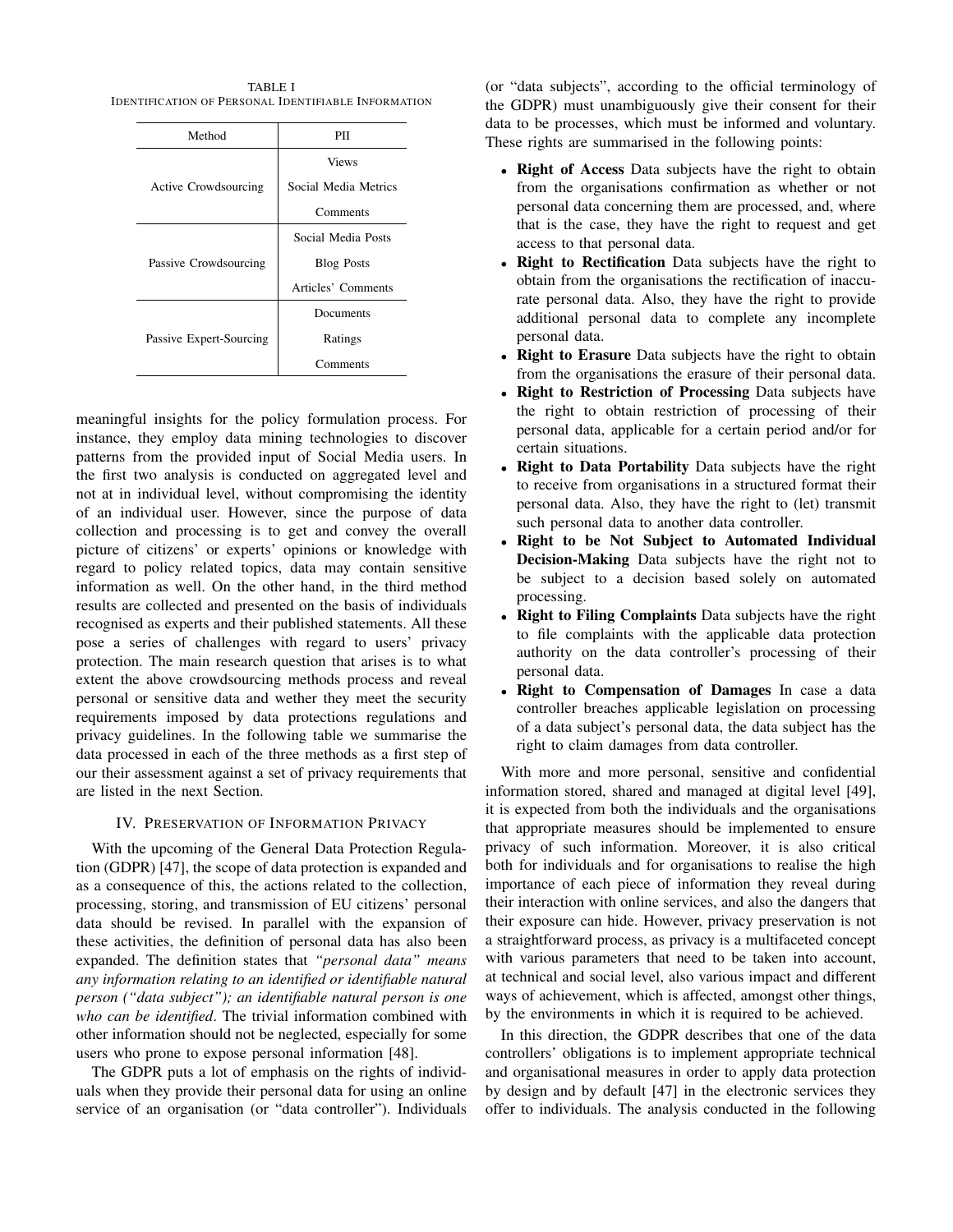TABLE I
IDENTIFICATION OF PERSONAL IDENTIFIABLE INFORMATION

| Method | PII |
|---|---|
| Active Crowdsourcing | Views |
| | Social Media Metrics |
| | Comments |
| Passive Crowdsourcing | Social Media Posts |
| | Blog Posts |
| | Articles' Comments |
| Passive Expert-Sourcing | Documents |
| | Ratings |
| | Comments |

meaningful insights for the policy formulation process. For instance, they employ data mining technologies to discover patterns from the provided input of Social Media users. In the first two analysis is conducted on aggregated level and not at in individual level, without compromising the identity of an individual user. However, since the purpose of data collection and processing is to get and convey the overall picture of citizens' or experts' opinions or knowledge with regard to policy related topics, data may contain sensitive information as well. On the other hand, in the third method results are collected and presented on the basis of individuals recognised as experts and their published statements. All these pose a series of challenges with regard to users' privacy protection. The main research question that arises is to what extent the above crowdsourcing methods process and reveal personal or sensitive data and wether they meet the security requirements imposed by data protections regulations and privacy guidelines. In the following table we summarise the data processed in each of the three methods as a first step of our their assessment against a set of privacy requirements that are listed in the next Section.

## IV. PRESERVATION OF INFORMATION PRIVACY

With the upcoming of the General Data Protection Regulation (GDPR) [47], the scope of data protection is expanded and as a consequence of this, the actions related to the collection, processing, storing, and transmission of EU citizens' personal data should be revised. In parallel with the expansion of these activities, the definition of personal data has also been expanded. The definition states that *"personal data" means any information relating to an identified or identifiable natural person ("data subject"); an identifiable natural person is one who can be identified*. The trivial information combined with other information should not be neglected, especially for some users who prone to expose personal information [48].

The GDPR puts a lot of emphasis on the rights of individuals when they provide their personal data for using an online service of an organisation (or "data controller"). Individuals (or "data subjects", according to the official terminology of the GDPR) must unambiguously give their consent for their data to be processes, which must be informed and voluntary. These rights are summarised in the following points:

- **Right of Access** Data subjects have the right to obtain from the organisations confirmation as whether or not personal data concerning them are processed, and, where that is the case, they have the right to request and get access to that personal data.
- **Right to Rectification** Data subjects have the right to obtain from the organisations the rectification of inaccurate personal data. Also, they have the right to provide additional personal data to complete any incomplete personal data.
- **Right to Erasure** Data subjects have the right to obtain from the organisations the erasure of their personal data.
- **Right to Restriction of Processing** Data subjects have the right to obtain restriction of processing of their personal data, applicable for a certain period and/or for certain situations.
- **Right to Data Portability** Data subjects have the right to receive from organisations in a structured format their personal data. Also, they have the right to (let) transmit such personal data to another data controller.
- **Right to be Not Subject to Automated Individual Decision-Making** Data subjects have the right not to be subject to a decision based solely on automated processing.
- **Right to Filing Complaints** Data subjects have the right to file complaints with the applicable data protection authority on the data controller's processing of their personal data.
- **Right to Compensation of Damages** In case a data controller breaches applicable legislation on processing of a data subject's personal data, the data subject has the right to claim damages from data controller.

With more and more personal, sensitive and confidential information stored, shared and managed at digital level [49], it is expected from both the individuals and the organisations that appropriate measures should be implemented to ensure privacy of such information. Moreover, it is also critical both for individuals and for organisations to realise the high importance of each piece of information they reveal during their interaction with online services, and also the dangers that their exposure can hide. However, privacy preservation is not a straightforward process, as privacy is a multifaceted concept with various parameters that need to be taken into account, at technical and social level, also various impact and different ways of achievement, which is affected, amongst other things, by the environments in which it is required to be achieved.

In this direction, the GDPR describes that one of the data controllers' obligations is to implement appropriate technical and organisational measures in order to apply data protection by design and by default [47] in the electronic services they offer to individuals. The analysis conducted in the following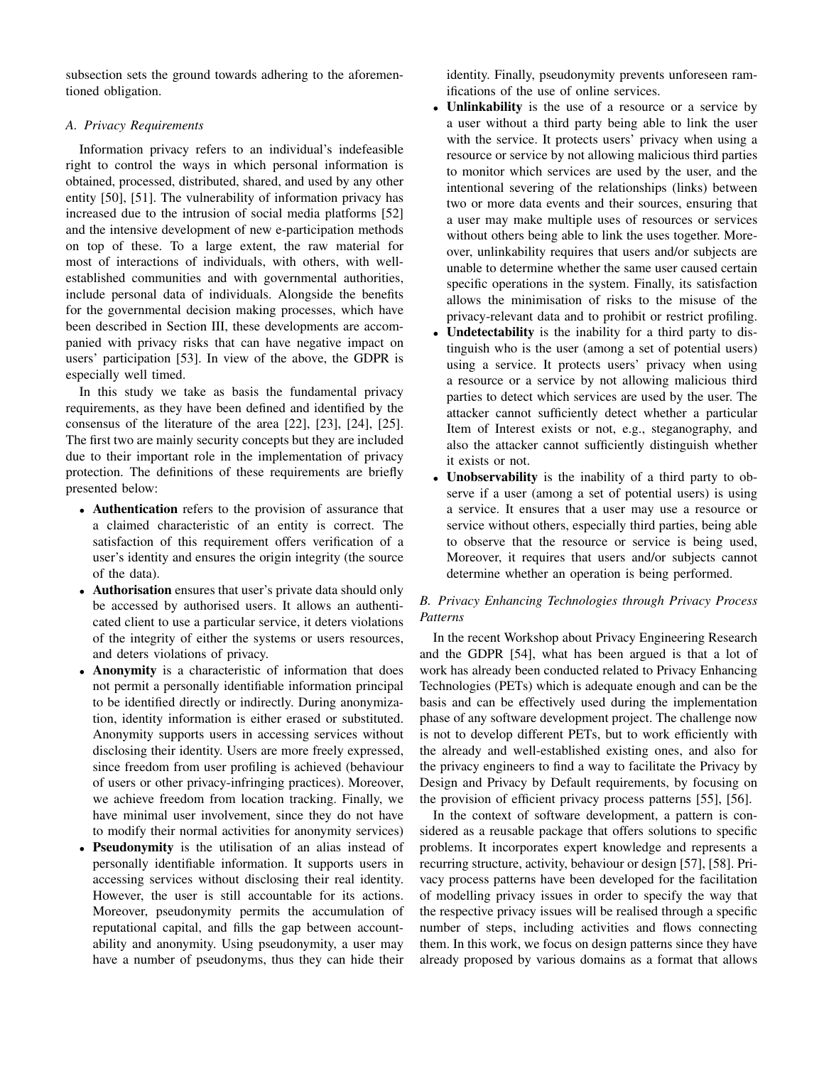subsection sets the ground towards adhering to the aforementioned obligation.

### A. Privacy Requirements

Information privacy refers to an individual's indefeasible right to control the ways in which personal information is obtained, processed, distributed, shared, and used by any other entity [50], [51]. The vulnerability of information privacy has increased due to the intrusion of social media platforms [52] and the intensive development of new e-participation methods on top of these. To a large extent, the raw material for most of interactions of individuals, with others, with well-established communities and with governmental authorities, include personal data of individuals. Alongside the benefits for the governmental decision making processes, which have been described in Section III, these developments are accompanied with privacy risks that can have negative impact on users' participation [53]. In view of the above, the GDPR is especially well timed.

In this study we take as basis the fundamental privacy requirements, as they have been defined and identified by the consensus of the literature of the area [22], [23], [24], [25]. The first two are mainly security concepts but they are included due to their important role in the implementation of privacy protection. The definitions of these requirements are briefly presented below:

- **Authentication** refers to the provision of assurance that a claimed characteristic of an entity is correct. The satisfaction of this requirement offers verification of a user's identity and ensures the origin integrity (the source of the data).
- **Authorisation** ensures that user's private data should only be accessed by authorised users. It allows an authenticated client to use a particular service, it deters violations of the integrity of either the systems or users resources, and deters violations of privacy.
- **Anonymity** is a characteristic of information that does not permit a personally identifiable information principal to be identified directly or indirectly. During anonymization, identity information is either erased or substituted. Anonymity supports users in accessing services without disclosing their identity. Users are more freely expressed, since freedom from user profiling is achieved (behaviour of users or other privacy-infringing practices). Moreover, we achieve freedom from location tracking. Finally, we have minimal user involvement, since they do not have to modify their normal activities for anonymity services)
- **Pseudonymity** is the utilisation of an alias instead of personally identifiable information. It supports users in accessing services without disclosing their real identity. However, the user is still accountable for its actions. Moreover, pseudonymity permits the accumulation of reputational capital, and fills the gap between accountability and anonymity. Using pseudonymity, a user may have a number of pseudonyms, thus they can hide their identity. Finally, pseudonymity prevents unforeseen ramifications of the use of online services.
- **Unlinkability** is the use of a resource or a service by a user without a third party being able to link the user with the service. It protects users' privacy when using a resource or service by not allowing malicious third parties to monitor which services are used by the user, and the intentional severing of the relationships (links) between two or more data events and their sources, ensuring that a user may make multiple uses of resources or services without others being able to link the uses together. Moreover, unlinkability requires that users and/or subjects are unable to determine whether the same user caused certain specific operations in the system. Finally, its satisfaction allows the minimisation of risks to the misuse of the privacy-relevant data and to prohibit or restrict profiling.
- **Undetectability** is the inability for a third party to distinguish who is the user (among a set of potential users) using a service. It protects users' privacy when using a resource or a service by not allowing malicious third parties to detect which services are used by the user. The attacker cannot sufficiently detect whether a particular Item of Interest exists or not, e.g., steganography, and also the attacker cannot sufficiently distinguish whether it exists or not.
- **Unobservability** is the inability of a third party to observe if a user (among a set of potential users) is using a service. It ensures that a user may use a resource or service without others, especially third parties, being able to observe that the resource or service is being used, Moreover, it requires that users and/or subjects cannot determine whether an operation is being performed.

### B. Privacy Enhancing Technologies through Privacy Process Patterns

In the recent Workshop about Privacy Engineering Research and the GDPR [54], what has been argued is that a lot of work has already been conducted related to Privacy Enhancing Technologies (PETs) which is adequate enough and can be the basis and can be effectively used during the implementation phase of any software development project. The challenge now is not to develop different PETs, but to work efficiently with the already and well-established existing ones, and also for the privacy engineers to find a way to facilitate the Privacy by Design and Privacy by Default requirements, by focusing on the provision of efficient privacy process patterns [55], [56].

In the context of software development, a pattern is considered as a reusable package that offers solutions to specific problems. It incorporates expert knowledge and represents a recurring structure, activity, behaviour or design [57], [58]. Privacy process patterns have been developed for the facilitation of modelling privacy issues in order to specify the way that the respective privacy issues will be realised through a specific number of steps, including activities and flows connecting them. In this work, we focus on design patterns since they have already proposed by various domains as a format that allows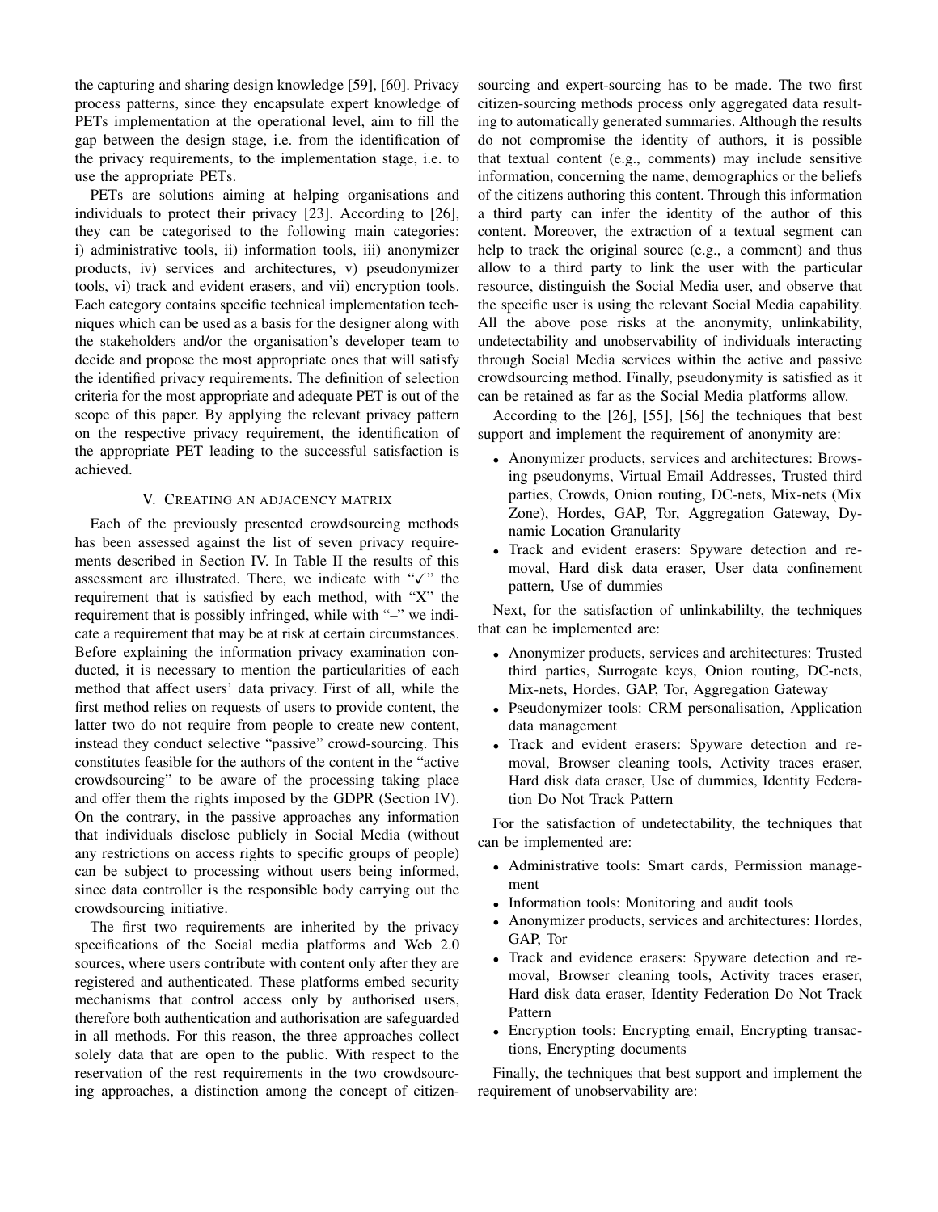the capturing and sharing design knowledge [59], [60]. Privacy process patterns, since they encapsulate expert knowledge of PETs implementation at the operational level, aim to fill the gap between the design stage, i.e. from the identification of the privacy requirements, to the implementation stage, i.e. to use the appropriate PETs.

PETs are solutions aiming at helping organisations and individuals to protect their privacy [23]. According to [26], they can be categorised to the following main categories: i) administrative tools, ii) information tools, iii) anonymizer products, iv) services and architectures, v) pseudonymizer tools, vi) track and evident erasers, and vii) encryption tools. Each category contains specific technical implementation techniques which can be used as a basis for the designer along with the stakeholders and/or the organisation's developer team to decide and propose the most appropriate ones that will satisfy the identified privacy requirements. The definition of selection criteria for the most appropriate and adequate PET is out of the scope of this paper. By applying the relevant privacy pattern on the respective privacy requirement, the identification of the appropriate PET leading to the successful satisfaction is achieved.

## V. Creating an adjacency matrix

Each of the previously presented crowdsourcing methods has been assessed against the list of seven privacy requirements described in Section IV. In Table II the results of this assessment are illustrated. There, we indicate with "✓" the requirement that is satisfied by each method, with "X" the requirement that is possibly infringed, while with "–" we indicate a requirement that may be at risk at certain circumstances. Before explaining the information privacy examination conducted, it is necessary to mention the particularities of each method that affect users' data privacy. First of all, while the first method relies on requests of users to provide content, the latter two do not require from people to create new content, instead they conduct selective "passive" crowd-sourcing. This constitutes feasible for the authors of the content in the "active crowdsourcing" to be aware of the processing taking place and offer them the rights imposed by the GDPR (Section IV). On the contrary, in the passive approaches any information that individuals disclose publicly in Social Media (without any restrictions on access rights to specific groups of people) can be subject to processing without users being informed, since data controller is the responsible body carrying out the crowdsourcing initiative.

The first two requirements are inherited by the privacy specifications of the Social media platforms and Web 2.0 sources, where users contribute with content only after they are registered and authenticated. These platforms embed security mechanisms that control access only by authorised users, therefore both authentication and authorisation are safeguarded in all methods. For this reason, the three approaches collect solely data that are open to the public. With respect to the reservation of the rest requirements in the two crowdsourcing approaches, a distinction among the concept of citizen-sourcing and expert-sourcing has to be made. The two first citizen-sourcing methods process only aggregated data resulting to automatically generated summaries. Although the results do not compromise the identity of authors, it is possible that textual content (e.g., comments) may include sensitive information, concerning the name, demographics or the beliefs of the citizens authoring this content. Through this information a third party can infer the identity of the author of this content. Moreover, the extraction of a textual segment can help to track the original source (e.g., a comment) and thus allow to a third party to link the user with the particular resource, distinguish the Social Media user, and observe that the specific user is using the relevant Social Media capability. All the above pose risks at the anonymity, unlinkability, undetectability and unobservability of individuals interacting through Social Media services within the active and passive crowdsourcing method. Finally, pseudonymity is satisfied as it can be retained as far as the Social Media platforms allow.

According to the [26], [55], [56] the techniques that best support and implement the requirement of anonymity are:

- Anonymizer products, services and architectures: Browsing pseudonyms, Virtual Email Addresses, Trusted third parties, Crowds, Onion routing, DC-nets, Mix-nets (Mix Zone), Hordes, GAP, Tor, Aggregation Gateway, Dynamic Location Granularity
- Track and evident erasers: Spyware detection and removal, Hard disk data eraser, User data confinement pattern, Use of dummies

Next, for the satisfaction of unlinkabililty, the techniques that can be implemented are:

- Anonymizer products, services and architectures: Trusted third parties, Surrogate keys, Onion routing, DC-nets, Mix-nets, Hordes, GAP, Tor, Aggregation Gateway
- Pseudonymizer tools: CRM personalisation, Application data management
- Track and evident erasers: Spyware detection and removal, Browser cleaning tools, Activity traces eraser, Hard disk data eraser, Use of dummies, Identity Federation Do Not Track Pattern

For the satisfaction of undetectability, the techniques that can be implemented are:

- Administrative tools: Smart cards, Permission management
- Information tools: Monitoring and audit tools
- Anonymizer products, services and architectures: Hordes, GAP, Tor
- Track and evidence erasers: Spyware detection and removal, Browser cleaning tools, Activity traces eraser, Hard disk data eraser, Identity Federation Do Not Track Pattern
- Encryption tools: Encrypting email, Encrypting transactions, Encrypting documents

Finally, the techniques that best support and implement the requirement of unobservability are: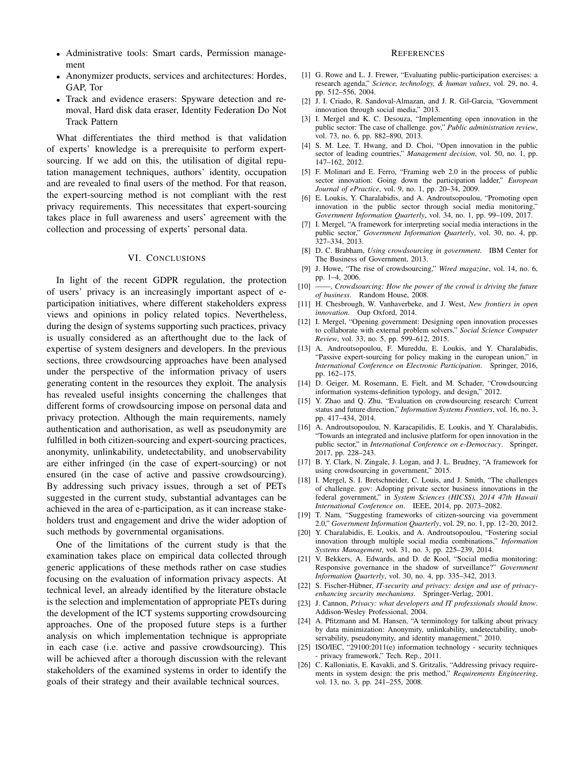- Administrative tools: Smart cards, Permission management
- Anonymizer products, services and architectures: Hordes, GAP, Tor
- Track and evidence erasers: Spyware detection and removal, Hard disk data eraser, Identity Federation Do Not Track Pattern

What differentiates the third method is that validation of experts' knowledge is a prerequisite to perform expert-sourcing. If we add on this, the utilisation of digital reputation management techniques, authors' identity, occupation and are revealed to final users of the method. For that reason, the expert-sourcing method is not compliant with the rest privacy requirements. This necessitates that expert-sourcing takes place in full awareness and users' agreement with the collection and processing of experts' personal data.

## VI. Conclusions

In light of the recent GDPR regulation, the protection of users' privacy is an increasingly important aspect of e-participation initiatives, where different stakeholders express views and opinions in policy related topics. Nevertheless, during the design of systems supporting such practices, privacy is usually considered as an afterthought due to the lack of expertise of system designers and developers. In the previous sections, three crowdsourcing approaches have been analysed under the perspective of the information privacy of users generating content in the resources they exploit. The analysis has revealed useful insights concerning the challenges that different forms of crowdsourcing impose on personal data and privacy protection. Although the main requirements, namely authentication and authorisation, as well as pseudonymity are fulfilled in both citizen-sourcing and expert-sourcing practices, anonymity, unlinkability, undetectability, and unobservability are either infringed (in the case of expert-sourcing) or not ensured (in the case of active and passive crowdsourcing). By addressing such privacy issues, through a set of PETs suggested in the current study, substantial advantages can be achieved in the area of e-participation, as it can increase stakeholders trust and engagement and drive the wider adoption of such methods by governmental organisations.

One of the limitations of the current study is that the examination takes place on empirical data collected through generic applications of these methods rather on case studies focusing on the evaluation of information privacy aspects. At technical level, an already identified by the literature obstacle is the selection and implementation of appropriate PETs during the development of the ICT systems supporting crowdsourcing approaches. One of the proposed future steps is a further analysis on which implementation technique is appropriate in each case (i.e. active and passive crowdsourcing). This will be achieved after a thorough discussion with the relevant stakeholders of the examined systems in order to identify the goals of their strategy and their available technical sources.

## References

[1] G. Rowe and L. J. Frewer, "Evaluating public-participation exercises: a research agenda," *Science, technology, & human values*, vol. 29, no. 4, pp. 512–556, 2004.

[2] J. I. Criado, R. Sandoval-Almazan, and J. R. Gil-Garcia, "Government innovation through social media," 2013.

[3] I. Mergel and K. C. Desouza, "Implementing open innovation in the public sector: The case of challenge. gov," *Public administration review*, vol. 73, no. 6, pp. 882–890, 2013.

[4] S. M. Lee, T. Hwang, and D. Choi, "Open innovation in the public sector of leading countries," *Management decision*, vol. 50, no. 1, pp. 147–162, 2012.

[5] F. Molinari and E. Ferro, "Framing web 2.0 in the process of public sector innovation: Going down the participation ladder," *European Journal of ePractice*, vol. 9, no. 1, pp. 20–34, 2009.

[6] E. Loukis, Y. Charalabidis, and A. Androutsopoulou, "Promoting open innovation in the public sector through social media monitoring," *Government Information Quarterly*, vol. 34, no. 1, pp. 99–109, 2017.

[7] I. Mergel, "A framework for interpreting social media interactions in the public sector," *Government Information Quarterly*, vol. 30, no. 4, pp. 327–334, 2013.

[8] D. C. Brabham, *Using crowdsourcing in government*. IBM Center for The Business of Government, 2013.

[9] J. Howe, "The rise of crowdsourcing," *Wired magazine*, vol. 14, no. 6, pp. 1–4, 2006.

[10] ——, *Crowdsourcing: How the power of the crowd is driving the future of business*. Random House, 2008.

[11] H. Chesbrough, W. Vanhaverbeke, and J. West, *New frontiers in open innovation*. Oup Oxford, 2014.

[12] I. Mergel, "Opening government: Designing open innovation processes to collaborate with external problem solvers," *Social Science Computer Review*, vol. 33, no. 5, pp. 599–612, 2015.

[13] A. Androutsopoulou, F. Mureddu, E. Loukis, and Y. Charalabidis, "Passive expert-sourcing for policy making in the european union," in *International Conference on Electronic Participation*. Springer, 2016, pp. 162–175.

[14] D. Geiger, M. Rosemann, E. Fielt, and M. Schader, "Crowdsourcing information systems-definition typology, and design," 2012.

[15] Y. Zhao and Q. Zhu, "Evaluation on crowdsourcing research: Current status and future direction," *Information Systems Frontiers*, vol. 16, no. 3, pp. 417–434, 2014.

[16] A. Androutsopoulou, N. Karacapilidis, E. Loukis, and Y. Charalabidis, "Towards an integrated and inclusive platform for open innovation in the public sector," in *International Conference on e-Democracy*. Springer, 2017, pp. 228–243.

[17] B. Y. Clark, N. Zingale, J. Logan, and J. L. Brudney, "A framework for using crowdsourcing in government," 2015.

[18] I. Mergel, S. I. Bretschneider, C. Louis, and J. Smith, "The challenges of challenge. gov: Adopting private sector business innovations in the federal government," in *System Sciences (HICSS), 2014 47th Hawaii International Conference on*. IEEE, 2014, pp. 2073–2082.

[19] T. Nam, "Suggesting frameworks of citizen-sourcing via government 2.0," *Government Information Quarterly*, vol. 29, no. 1, pp. 12–20, 2012.

[20] Y. Charalabidis, E. Loukis, and A. Androutsopoulou, "Fostering social innovation through multiple social media combinations," *Information Systems Management*, vol. 31, no. 3, pp. 225–239, 2014.

[21] V. Bekkers, A. Edwards, and D. de Kool, "Social media monitoring: Responsive governance in the shadow of surveillance?" *Government Information Quarterly*, vol. 30, no. 4, pp. 335–342, 2013.

[22] S. Fischer-Hübner, *IT-security and privacy: design and use of privacy-enhancing security mechanisms*. Springer-Verlag, 2001.

[23] J. Cannon, *Privacy: what developers and IT professionals should know*. Addison-Wesley Professional, 2004.

[24] A. Pfitzmann and M. Hansen, "A terminology for talking about privacy by data minimization: Anonymity, unlinkability, undetectability, unobservability, pseudonymity, and identity management," 2010.

[25] ISO/IEC, "29100:2011(e) information technology - security techniques - privacy framework," Tech. Rep., 2011.

[26] C. Kalloniatis, E. Kavakli, and S. Gritzalis, "Addressing privacy requirements in system design: the pris method," *Requirements Engineering*, vol. 13, no. 3, pp. 241–255, 2008.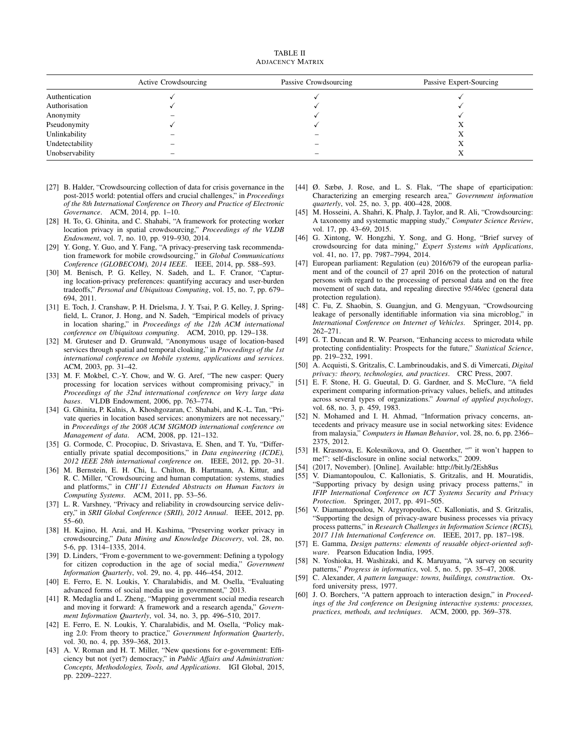TABLE II
ADJACENCY MATRIX

| | Active Crowdsourcing | Passive Crowdsourcing | Passive Expert-Sourcing |
|---|---|---|---|
| Authentication | ✓ | ✓ | ✓ |
| Authorisation | ✓ | ✓ | ✓ |
| Anonymity | – | ✓ | ✓ |
| Pseudonymity | ✓ | ✓ | X |
| Unlinkability | – | – | X |
| Undetectability | – | – | X |
| Unobservability | – | – | X |

[27] B. Halder, "Crowdsourcing collection of data for crisis governance in the post-2015 world: potential offers and crucial challenges," in *Proceedings of the 8th International Conference on Theory and Practice of Electronic Governance*. ACM, 2014, pp. 1–10.

[28] H. To, G. Ghinita, and C. Shahabi, "A framework for protecting worker location privacy in spatial crowdsourcing," *Proceedings of the VLDB Endowment*, vol. 7, no. 10, pp. 919–930, 2014.

[29] Y. Gong, Y. Guo, and Y. Fang, "A privacy-preserving task recommendation framework for mobile crowdsourcing," in *Global Communications Conference (GLOBECOM), 2014 IEEE*. IEEE, 2014, pp. 588–593.

[30] M. Benisch, P. G. Kelley, N. Sadeh, and L. F. Cranor, "Capturing location-privacy preferences: quantifying accuracy and user-burden tradeoffs," *Personal and Ubiquitous Computing*, vol. 15, no. 7, pp. 679–694, 2011.

[31] E. Toch, J. Cranshaw, P. H. Drielsma, J. Y. Tsai, P. G. Kelley, J. Springfield, L. Cranor, J. Hong, and N. Sadeh, "Empirical models of privacy in location sharing," in *Proceedings of the 12th ACM international conference on Ubiquitous computing*. ACM, 2010, pp. 129–138.

[32] M. Gruteser and D. Grunwald, "Anonymous usage of location-based services through spatial and temporal cloaking," in *Proceedings of the 1st international conference on Mobile systems, applications and services*. ACM, 2003, pp. 31–42.

[33] M. F. Mokbel, C.-Y. Chow, and W. G. Aref, "The new casper: Query processing for location services without compromising privacy," in *Proceedings of the 32nd international conference on Very large data bases*. VLDB Endowment, 2006, pp. 763–774.

[34] G. Ghinita, P. Kalnis, A. Khoshgozaran, C. Shahabi, and K.-L. Tan, "Private queries in location based services: anonymizers are not necessary," in *Proceedings of the 2008 ACM SIGMOD international conference on Management of data*. ACM, 2008, pp. 121–132.

[35] G. Cormode, C. Procopiuc, D. Srivastava, E. Shen, and T. Yu, "Differentially private spatial decompositions," in *Data engineering (ICDE), 2012 IEEE 28th international conference on*. IEEE, 2012, pp. 20–31.

[36] M. Bernstein, E. H. Chi, L. Chilton, B. Hartmann, A. Kittur, and R. C. Miller, "Crowdsourcing and human computation: systems, studies and platforms," in *CHI'11 Extended Abstracts on Human Factors in Computing Systems*. ACM, 2011, pp. 53–56.

[37] L. R. Varshney, "Privacy and reliability in crowdsourcing service delivery," in *SRII Global Conference (SRII), 2012 Annual*. IEEE, 2012, pp. 55–60.

[38] H. Kajino, H. Arai, and H. Kashima, "Preserving worker privacy in crowdsourcing," *Data Mining and Knowledge Discovery*, vol. 28, no. 5-6, pp. 1314–1335, 2014.

[39] D. Linders, "From e-government to we-government: Defining a typology for citizen coproduction in the age of social media," *Government Information Quarterly*, vol. 29, no. 4, pp. 446–454, 2012.

[40] E. Ferro, E. N. Loukis, Y. Charalabidis, and M. Osella, "Evaluating advanced forms of social media use in government," 2013.

[41] R. Medaglia and L. Zheng, "Mapping government social media research and moving it forward: A framework and a research agenda," *Government Information Quarterly*, vol. 34, no. 3, pp. 496–510, 2017.

[42] E. Ferro, E. N. Loukis, Y. Charalabidis, and M. Osella, "Policy making 2.0: From theory to practice," *Government Information Quarterly*, vol. 30, no. 4, pp. 359–368, 2013.

[43] A. V. Roman and H. T. Miller, "New questions for e-government: Efficiency but not (yet?) democracy," in *Public Affairs and Administration: Concepts, Methodologies, Tools, and Applications*. IGI Global, 2015, pp. 2209–2227.

[44] Ø. Sæbø, J. Rose, and L. S. Flak, "The shape of eparticipation: Characterizing an emerging research area," *Government information quarterly*, vol. 25, no. 3, pp. 400–428, 2008.

[45] M. Hosseini, A. Shahri, K. Phalp, J. Taylor, and R. Ali, "Crowdsourcing: A taxonomy and systematic mapping study," *Computer Science Review*, vol. 17, pp. 43–69, 2015.

[46] G. Xintong, W. Hongzhi, Y. Song, and G. Hong, "Brief survey of crowdsourcing for data mining," *Expert Systems with Applications*, vol. 41, no. 17, pp. 7987–7994, 2014.

[47] European parliament: Regulation (eu) 2016/679 of the european parliament and of the council of 27 april 2016 on the protection of natural persons with regard to the processing of personal data and on the free movement of such data, and repealing directive 95/46/ec (general data protection regulation).

[48] C. Fu, Z. Shaobin, S. Guangjun, and G. Mengyuan, "Crowdsourcing leakage of personally identifiable information via sina microblog," in *International Conference on Internet of Vehicles*. Springer, 2014, pp. 262–271.

[49] G. T. Duncan and R. W. Pearson, "Enhancing access to microdata while protecting confidentiality: Prospects for the future," *Statistical Science*, pp. 219–232, 1991.

[50] A. Acquisti, S. Gritzalis, C. Lambrinoudakis, and S. di Vimercati, *Digital privacy: theory, technologies, and practices*. CRC Press, 2007.

[51] E. F. Stone, H. G. Gueutal, D. G. Gardner, and S. McClure, "A field experiment comparing information-privacy values, beliefs, and attitudes across several types of organizations." *Journal of applied psychology*, vol. 68, no. 3, p. 459, 1983.

[52] N. Mohamed and I. H. Ahmad, "Information privacy concerns, antecedents and privacy measure use in social networking sites: Evidence from malaysia," *Computers in Human Behavior*, vol. 28, no. 6, pp. 2366–2375, 2012.

[53] H. Krasnova, E. Kolesnikova, and O. Guenther, "" it won't happen to me!": self-disclosure in online social networks," 2009.

[54] (2017, November). [Online]. Available: http://bit.ly/2Esh8us

[55] V. Diamantopoulou, C. Kalloniatis, S. Gritzalis, and H. Mouratidis, "Supporting privacy by design using privacy process patterns," in *IFIP International Conference on ICT Systems Security and Privacy Protection*. Springer, 2017, pp. 491–505.

[56] V. Diamantopoulou, N. Argyropoulos, C. Kalloniatis, and S. Gritzalis, "Supporting the design of privacy-aware business processes via privacy process patterns," in *Research Challenges in Information Science (RCIS), 2017 11th International Conference on*. IEEE, 2017, pp. 187–198.

[57] E. Gamma, *Design patterns: elements of reusable object-oriented software*. Pearson Education India, 1995.

[58] N. Yoshioka, H. Washizaki, and K. Maruyama, "A survey on security patterns," *Progress in informatics*, vol. 5, no. 5, pp. 35–47, 2008.

[59] C. Alexander, *A pattern language: towns, buildings, construction*. Oxford university press, 1977.

[60] J. O. Borchers, "A pattern approach to interaction design," in *Proceedings of the 3rd conference on Designing interactive systems: processes, practices, methods, and techniques*. ACM, 2000, pp. 369–378.